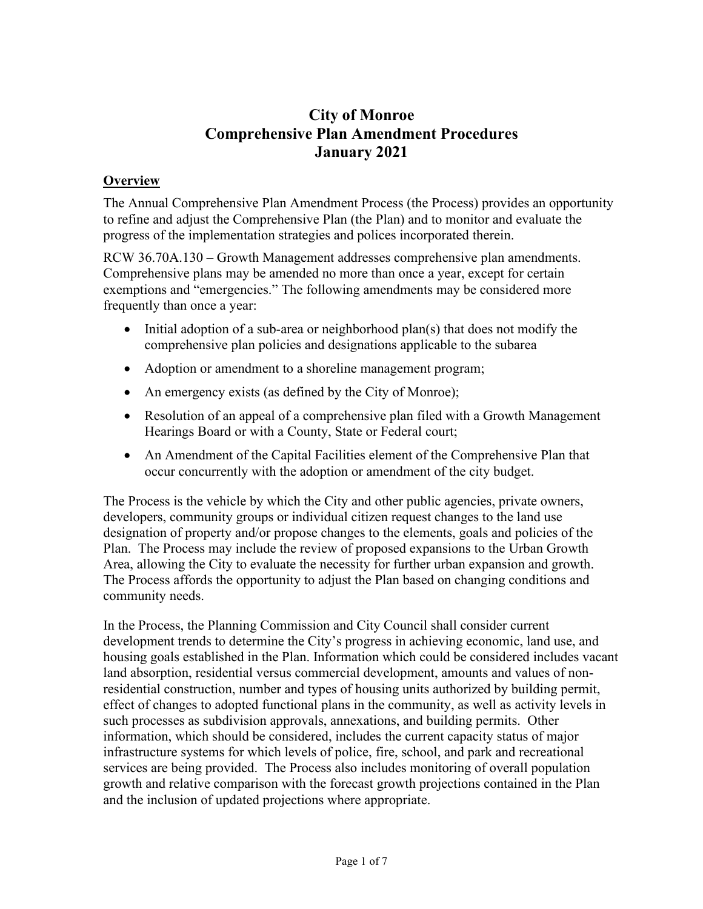# City of Monroe
# Comprehensive Plan Amendment Procedures
# January 2021

## Overview

The Annual Comprehensive Plan Amendment Process (the Process) provides an opportunity to refine and adjust the Comprehensive Plan (the Plan) and to monitor and evaluate the progress of the implementation strategies and polices incorporated therein.

RCW 36.70A.130 – Growth Management addresses comprehensive plan amendments. Comprehensive plans may be amended no more than once a year, except for certain exemptions and "emergencies." The following amendments may be considered more frequently than once a year:

- Initial adoption of a sub-area or neighborhood plan(s) that does not modify the comprehensive plan policies and designations applicable to the subarea
- Adoption or amendment to a shoreline management program;
- An emergency exists (as defined by the City of Monroe);
- Resolution of an appeal of a comprehensive plan filed with a Growth Management Hearings Board or with a County, State or Federal court;
- An Amendment of the Capital Facilities element of the Comprehensive Plan that occur concurrently with the adoption or amendment of the city budget.

The Process is the vehicle by which the City and other public agencies, private owners, developers, community groups or individual citizen request changes to the land use designation of property and/or propose changes to the elements, goals and policies of the Plan. The Process may include the review of proposed expansions to the Urban Growth Area, allowing the City to evaluate the necessity for further urban expansion and growth. The Process affords the opportunity to adjust the Plan based on changing conditions and community needs.

In the Process, the Planning Commission and City Council shall consider current development trends to determine the City's progress in achieving economic, land use, and housing goals established in the Plan. Information which could be considered includes vacant land absorption, residential versus commercial development, amounts and values of non-residential construction, number and types of housing units authorized by building permit, effect of changes to adopted functional plans in the community, as well as activity levels in such processes as subdivision approvals, annexations, and building permits. Other information, which should be considered, includes the current capacity status of major infrastructure systems for which levels of police, fire, school, and park and recreational services are being provided. The Process also includes monitoring of overall population growth and relative comparison with the forecast growth projections contained in the Plan and the inclusion of updated projections where appropriate.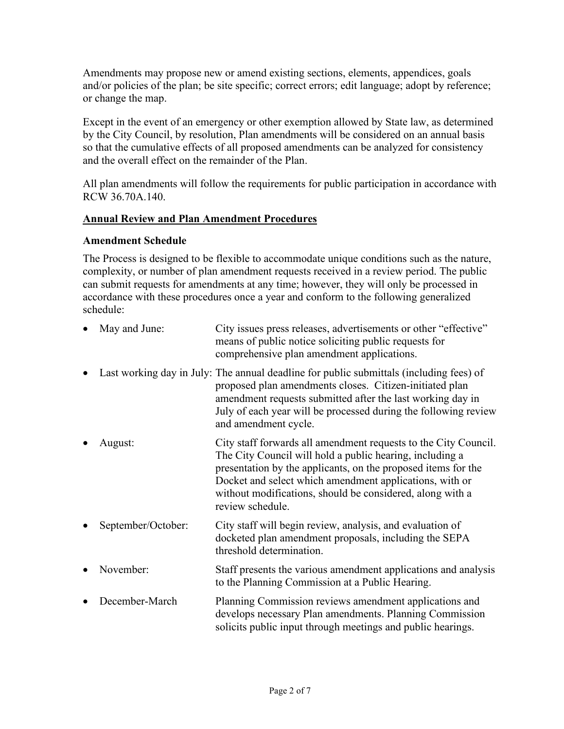Amendments may propose new or amend existing sections, elements, appendices, goals and/or policies of the plan; be site specific; correct errors; edit language; adopt by reference; or change the map.

Except in the event of an emergency or other exemption allowed by State law, as determined by the City Council, by resolution, Plan amendments will be considered on an annual basis so that the cumulative effects of all proposed amendments can be analyzed for consistency and the overall effect on the remainder of the Plan.

All plan amendments will follow the requirements for public participation in accordance with RCW 36.70A.140.

**<u>Annual Review and Plan Amendment Procedures</u>**

**Amendment Schedule**

The Process is designed to be flexible to accommodate unique conditions such as the nature, complexity, or number of plan amendment requests received in a review period. The public can submit requests for amendments at any time; however, they will only be processed in accordance with these procedures once a year and conform to the following generalized schedule:

- May and June: City issues press releases, advertisements or other "effective" means of public notice soliciting public requests for comprehensive plan amendment applications.
- Last working day in July: The annual deadline for public submittals (including fees) of proposed plan amendments closes. Citizen-initiated plan amendment requests submitted after the last working day in July of each year will be processed during the following review and amendment cycle.
- August: City staff forwards all amendment requests to the City Council. The City Council will hold a public hearing, including a presentation by the applicants, on the proposed items for the Docket and select which amendment applications, with or without modifications, should be considered, along with a review schedule.
- September/October: City staff will begin review, analysis, and evaluation of docketed plan amendment proposals, including the SEPA threshold determination.
- November: Staff presents the various amendment applications and analysis to the Planning Commission at a Public Hearing.
- December-March Planning Commission reviews amendment applications and develops necessary Plan amendments. Planning Commission solicits public input through meetings and public hearings.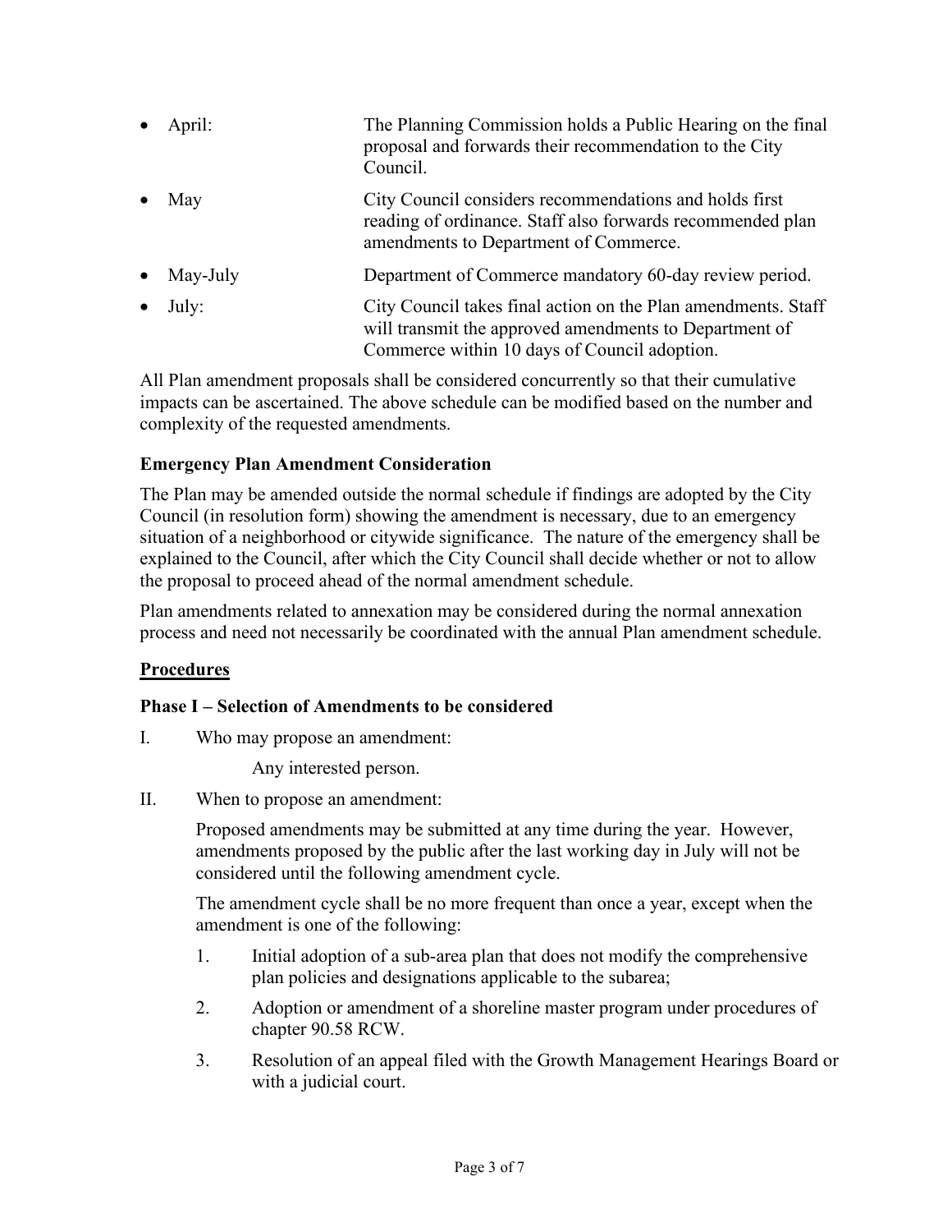- April: The Planning Commission holds a Public Hearing on the final proposal and forwards their recommendation to the City Council.
- May City Council considers recommendations and holds first reading of ordinance. Staff also forwards recommended plan amendments to Department of Commerce.
- May-July Department of Commerce mandatory 60-day review period.
- July: City Council takes final action on the Plan amendments. Staff will transmit the approved amendments to Department of Commerce within 10 days of Council adoption.

All Plan amendment proposals shall be considered concurrently so that their cumulative impacts can be ascertained. The above schedule can be modified based on the number and complexity of the requested amendments.

**Emergency Plan Amendment Consideration**

The Plan may be amended outside the normal schedule if findings are adopted by the City Council (in resolution form) showing the amendment is necessary, due to an emergency situation of a neighborhood or citywide significance. The nature of the emergency shall be explained to the Council, after which the City Council shall decide whether or not to allow the proposal to proceed ahead of the normal amendment schedule.

Plan amendments related to annexation may be considered during the normal annexation process and need not necessarily be coordinated with the annual Plan amendment schedule.

**Procedures**

**Phase I – Selection of Amendments to be considered**

I. Who may propose an amendment:

Any interested person.

II. When to propose an amendment:

Proposed amendments may be submitted at any time during the year. However, amendments proposed by the public after the last working day in July will not be considered until the following amendment cycle.

The amendment cycle shall be no more frequent than once a year, except when the amendment is one of the following:

1. Initial adoption of a sub-area plan that does not modify the comprehensive plan policies and designations applicable to the subarea;
2. Adoption or amendment of a shoreline master program under procedures of chapter 90.58 RCW.
3. Resolution of an appeal filed with the Growth Management Hearings Board or with a judicial court.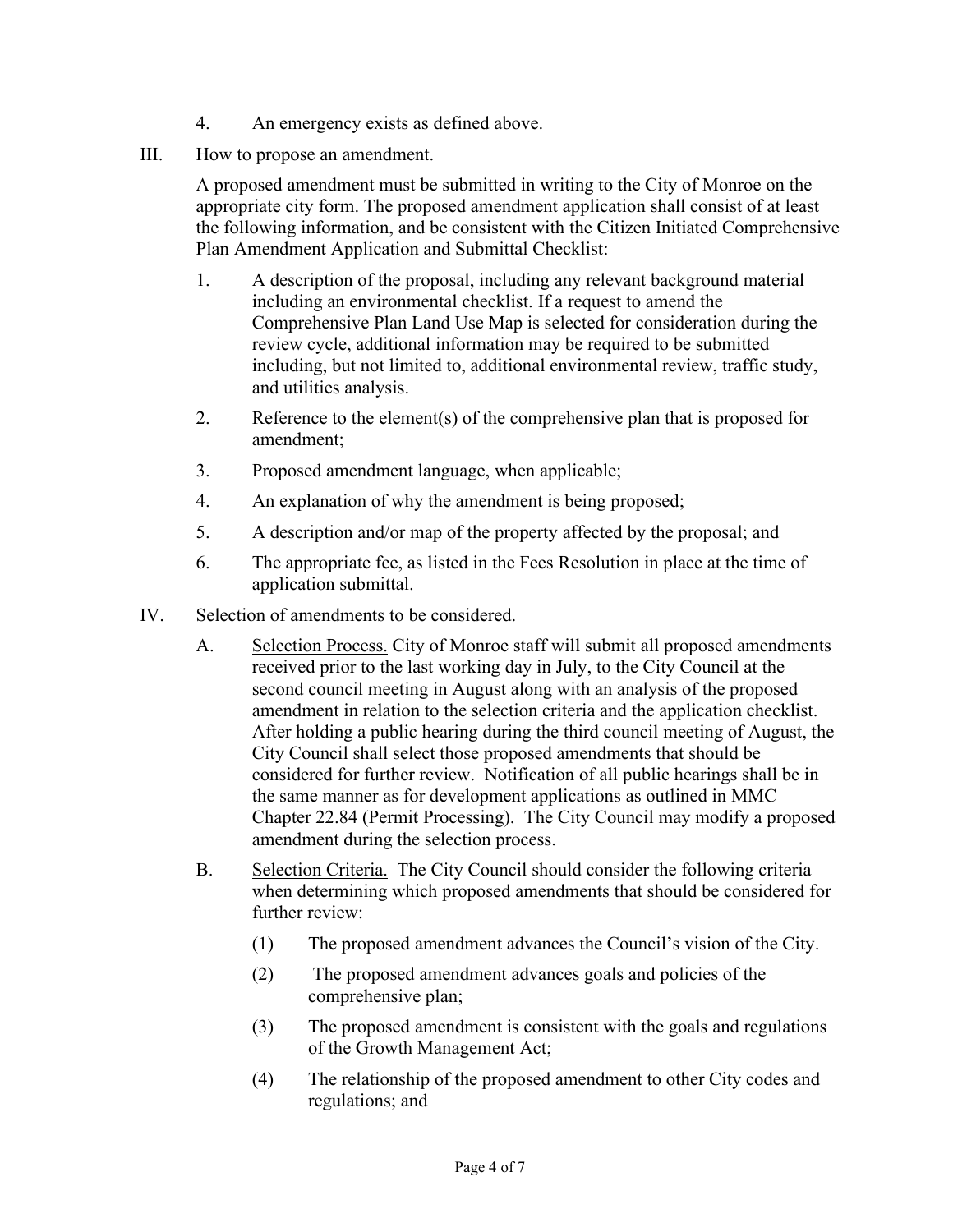4. An emergency exists as defined above.

III. How to propose an amendment.

A proposed amendment must be submitted in writing to the City of Monroe on the appropriate city form. The proposed amendment application shall consist of at least the following information, and be consistent with the Citizen Initiated Comprehensive Plan Amendment Application and Submittal Checklist:

1. A description of the proposal, including any relevant background material including an environmental checklist. If a request to amend the Comprehensive Plan Land Use Map is selected for consideration during the review cycle, additional information may be required to be submitted including, but not limited to, additional environmental review, traffic study, and utilities analysis.
2. Reference to the element(s) of the comprehensive plan that is proposed for amendment;
3. Proposed amendment language, when applicable;
4. An explanation of why the amendment is being proposed;
5. A description and/or map of the property affected by the proposal; and
6. The appropriate fee, as listed in the Fees Resolution in place at the time of application submittal.

IV. Selection of amendments to be considered.

A. Selection Process. City of Monroe staff will submit all proposed amendments received prior to the last working day in July, to the City Council at the second council meeting in August along with an analysis of the proposed amendment in relation to the selection criteria and the application checklist. After holding a public hearing during the third council meeting of August, the City Council shall select those proposed amendments that should be considered for further review. Notification of all public hearings shall be in the same manner as for development applications as outlined in MMC Chapter 22.84 (Permit Processing). The City Council may modify a proposed amendment during the selection process.

B. Selection Criteria. The City Council should consider the following criteria when determining which proposed amendments that should be considered for further review:

(1) The proposed amendment advances the Council's vision of the City.

(2) The proposed amendment advances goals and policies of the comprehensive plan;

(3) The proposed amendment is consistent with the goals and regulations of the Growth Management Act;

(4) The relationship of the proposed amendment to other City codes and regulations; and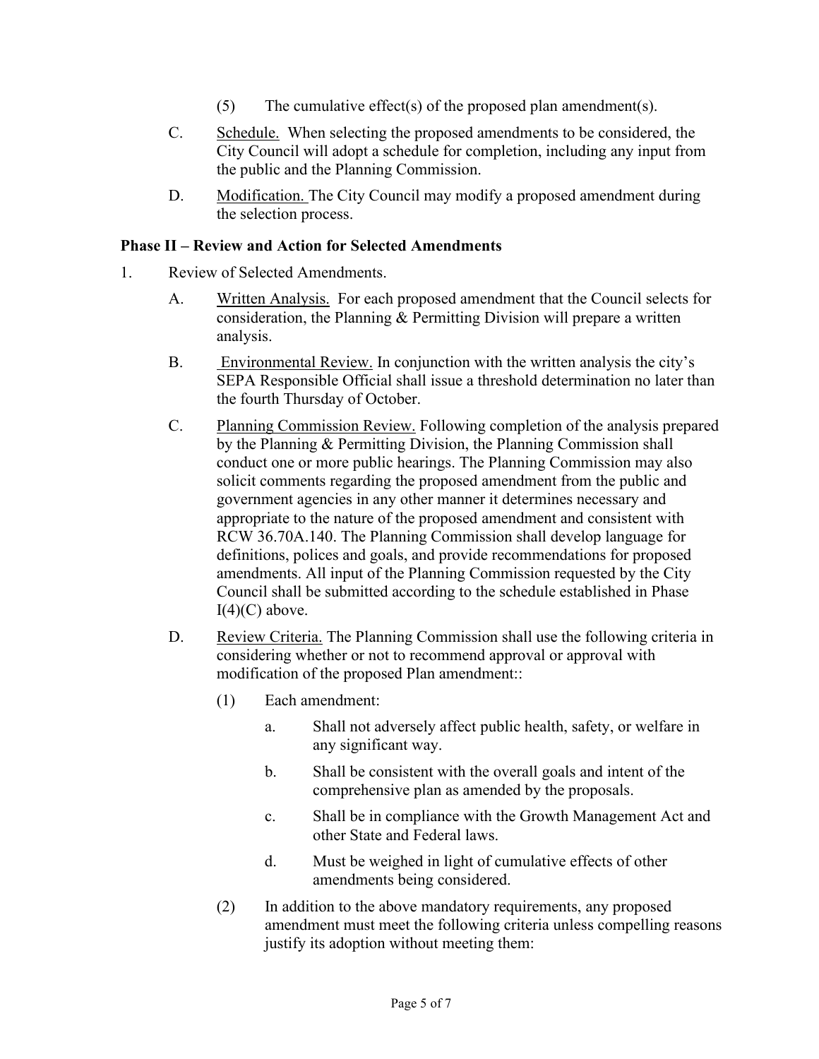(5) The cumulative effect(s) of the proposed plan amendment(s).

C. Schedule. When selecting the proposed amendments to be considered, the City Council will adopt a schedule for completion, including any input from the public and the Planning Commission.

D. Modification. The City Council may modify a proposed amendment during the selection process.

**Phase II – Review and Action for Selected Amendments**

1. Review of Selected Amendments.

   A. Written Analysis. For each proposed amendment that the Council selects for consideration, the Planning & Permitting Division will prepare a written analysis.

   B. Environmental Review. In conjunction with the written analysis the city's SEPA Responsible Official shall issue a threshold determination no later than the fourth Thursday of October.

   C. Planning Commission Review. Following completion of the analysis prepared by the Planning & Permitting Division, the Planning Commission shall conduct one or more public hearings. The Planning Commission may also solicit comments regarding the proposed amendment from the public and government agencies in any other manner it determines necessary and appropriate to the nature of the proposed amendment and consistent with RCW 36.70A.140. The Planning Commission shall develop language for definitions, polices and goals, and provide recommendations for proposed amendments. All input of the Planning Commission requested by the City Council shall be submitted according to the schedule established in Phase I(4)(C) above.

   D. Review Criteria. The Planning Commission shall use the following criteria in considering whether or not to recommend approval or approval with modification of the proposed Plan amendment::

      (1) Each amendment:

         a. Shall not adversely affect public health, safety, or welfare in any significant way.

         b. Shall be consistent with the overall goals and intent of the comprehensive plan as amended by the proposals.

         c. Shall be in compliance with the Growth Management Act and other State and Federal laws.

         d. Must be weighed in light of cumulative effects of other amendments being considered.

      (2) In addition to the above mandatory requirements, any proposed amendment must meet the following criteria unless compelling reasons justify its adoption without meeting them: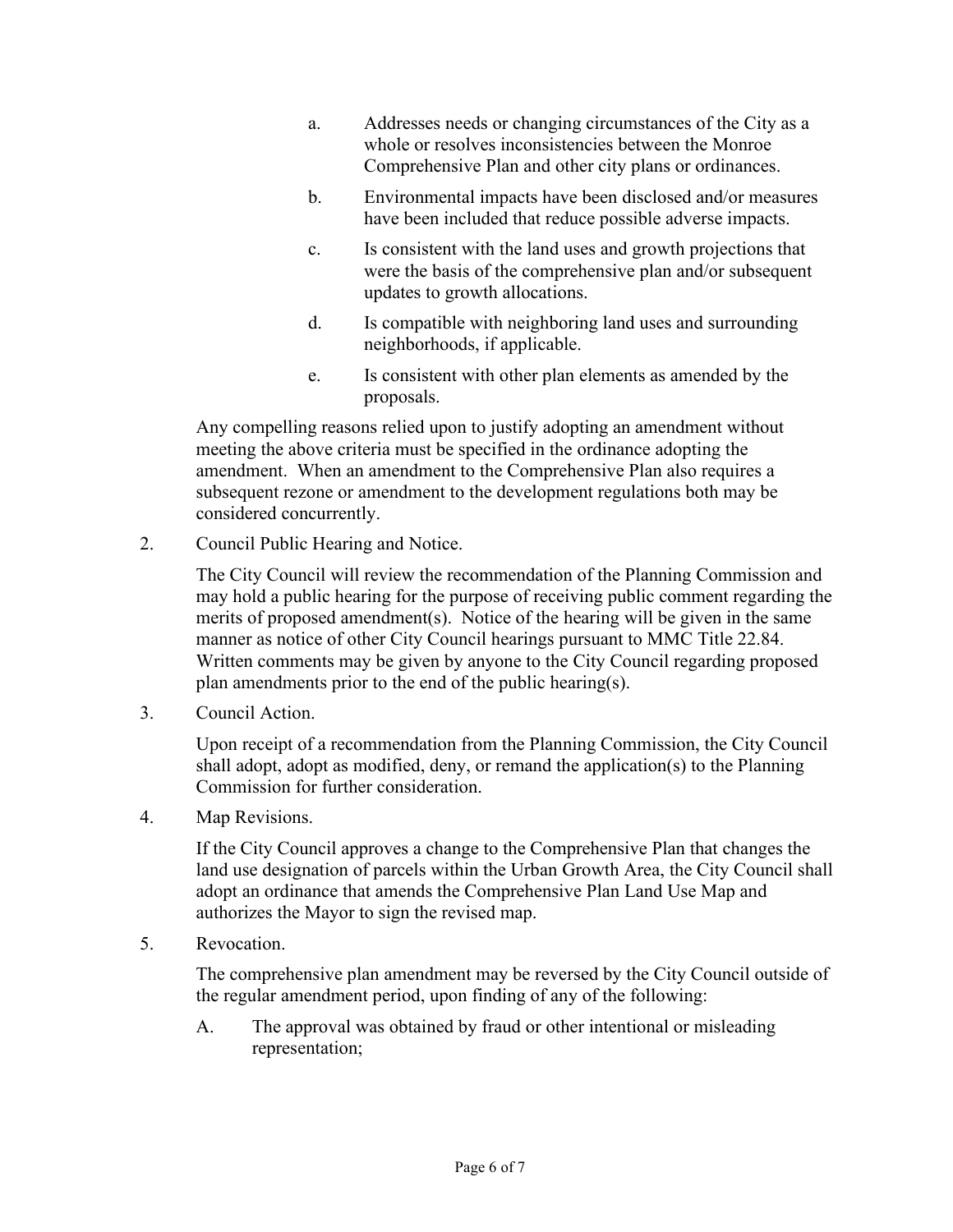a. Addresses needs or changing circumstances of the City as a whole or resolves inconsistencies between the Monroe Comprehensive Plan and other city plans or ordinances.

b. Environmental impacts have been disclosed and/or measures have been included that reduce possible adverse impacts.

c. Is consistent with the land uses and growth projections that were the basis of the comprehensive plan and/or subsequent updates to growth allocations.

d. Is compatible with neighboring land uses and surrounding neighborhoods, if applicable.

e. Is consistent with other plan elements as amended by the proposals.

Any compelling reasons relied upon to justify adopting an amendment without meeting the above criteria must be specified in the ordinance adopting the amendment. When an amendment to the Comprehensive Plan also requires a subsequent rezone or amendment to the development regulations both may be considered concurrently.

2. Council Public Hearing and Notice.

   The City Council will review the recommendation of the Planning Commission and may hold a public hearing for the purpose of receiving public comment regarding the merits of proposed amendment(s). Notice of the hearing will be given in the same manner as notice of other City Council hearings pursuant to MMC Title 22.84. Written comments may be given by anyone to the City Council regarding proposed plan amendments prior to the end of the public hearing(s).

3. Council Action.

   Upon receipt of a recommendation from the Planning Commission, the City Council shall adopt, adopt as modified, deny, or remand the application(s) to the Planning Commission for further consideration.

4. Map Revisions.

   If the City Council approves a change to the Comprehensive Plan that changes the land use designation of parcels within the Urban Growth Area, the City Council shall adopt an ordinance that amends the Comprehensive Plan Land Use Map and authorizes the Mayor to sign the revised map.

5. Revocation.

   The comprehensive plan amendment may be reversed by the City Council outside of the regular amendment period, upon finding of any of the following:

   A. The approval was obtained by fraud or other intentional or misleading representation;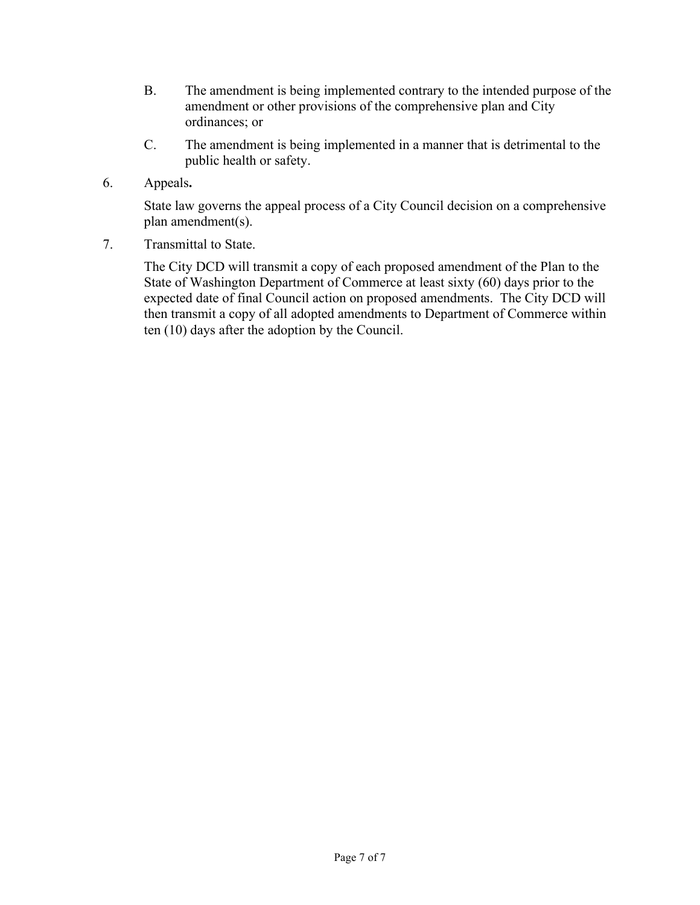B. The amendment is being implemented contrary to the intended purpose of the amendment or other provisions of the comprehensive plan and City ordinances; or

C. The amendment is being implemented in a manner that is detrimental to the public health or safety.

6. Appeals**.**

   State law governs the appeal process of a City Council decision on a comprehensive plan amendment(s).

7. Transmittal to State.

   The City DCD will transmit a copy of each proposed amendment of the Plan to the State of Washington Department of Commerce at least sixty (60) days prior to the expected date of final Council action on proposed amendments. The City DCD will then transmit a copy of all adopted amendments to Department of Commerce within ten (10) days after the adoption by the Council.